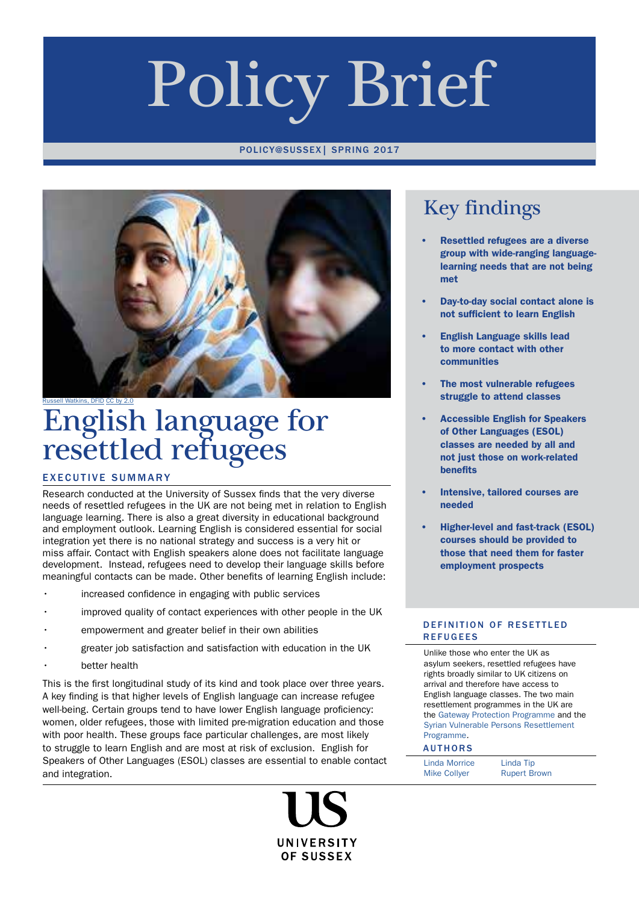# Policy Brief

POLICY@SUSSEX| SPRING 2017

Russell Watkins, DFID CC by 2.0

# English language for resettled refugees

## EXECUTIVE SUMMARY

Research conducted at the University of Sussex finds that the very diverse needs of resettled refugees in the UK are not being met in relation to English language learning. There is also a great diversity in educational background and employment outlook. Learning English is considered essential for social integration yet there is no national strategy and success is a very hit or miss affair. Contact with English speakers alone does not facilitate language development. Instead, refugees need to develop their language skills before meaningful contacts can be made. Other benefits of learning English include:

- increased confidence in engaging with public services
- improved quality of contact experiences with other people in the UK
- empowerment and greater belief in their own abilities
- greater job satisfaction and satisfaction with education in the UK
- better health

This is the first longitudinal study of its kind and took place over three years. A key finding is that higher levels of English language can increase refugee well-being. Certain groups tend to have lower English language proficiency: women, older refugees, those with limited pre-migration education and those with poor health. These groups face particular challenges, are most likely to struggle to learn English and are most at risk of exclusion. English for Speakers of Other Languages (ESOL) classes are essential to enable contact and integration.

## Key findings

- **Resettled refugees are a diverse group with wide-ranging language-learning needs that are not being met**
- **Day-to-day social contact alone is not sufficient to learn English**
- **English Language skills lead to more contact with other communities**
- **The most vulnerable refugees struggle to attend classes**
- **Accessible English for Speakers of Other Languages (ESOL) classes are needed by all and not just those on work-related benefits**
- **Intensive, tailored courses are needed**
- **Higher-level and fast-track (ESOL) courses should be provided to those that need them for faster employment prospects**

## DEFINITION OF RESETTLED REFUGEES

Unlike those who enter the UK as asylum seekers, resettled refugees have rights broadly similar to UK citizens on arrival and therefore have access to English language classes. The two main resettlement programmes in the UK are the Gateway Protection Programme and the Syrian Vulnerable Persons Resettlement Programme.

## AUTHORS

Linda Morrice
Mike Collyer
Linda Tip
Rupert Brown

UNIVERSITY OF SUSSEX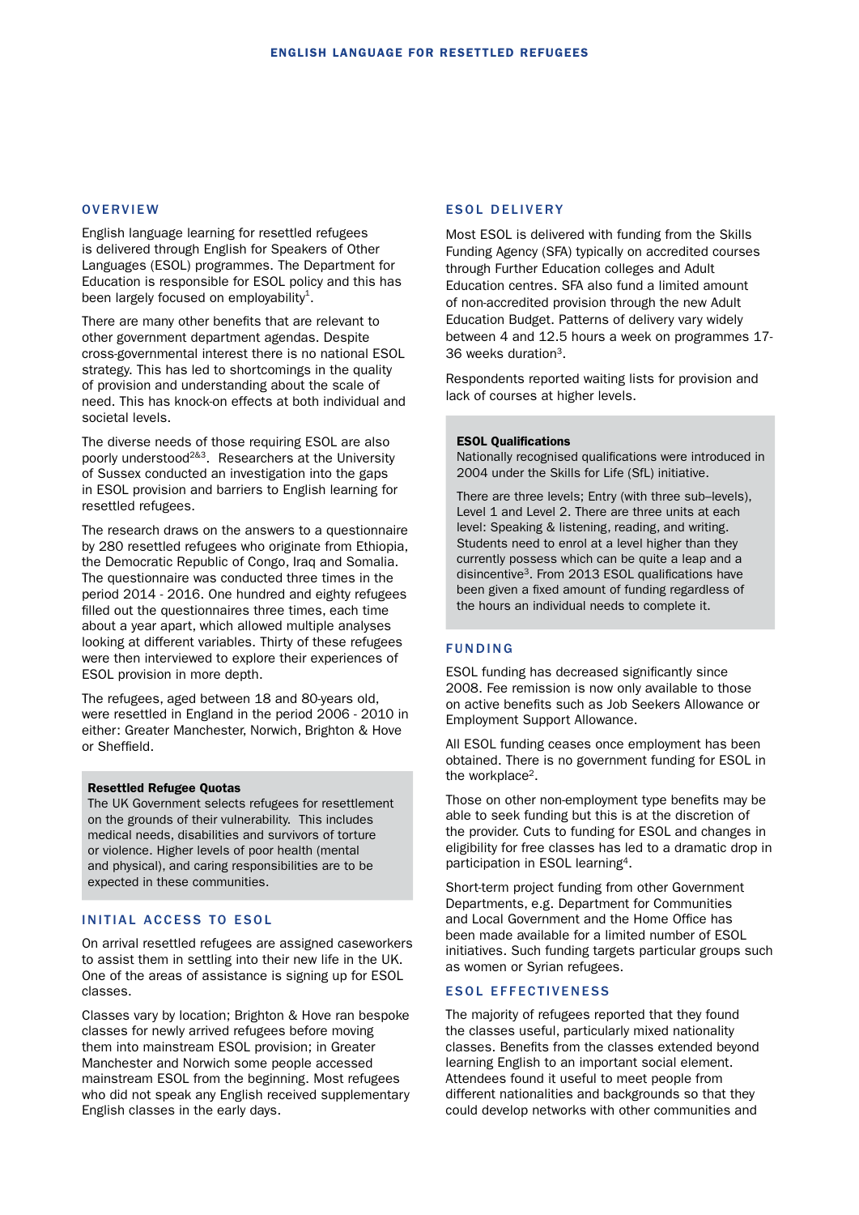## OVERVIEW

English language learning for resettled refugees is delivered through English for Speakers of Other Languages (ESOL) programmes. The Department for Education is responsible for ESOL policy and this has been largely focused on employability[1].

There are many other benefits that are relevant to other government department agendas. Despite cross-governmental interest there is no national ESOL strategy. This has led to shortcomings in the quality of provision and understanding about the scale of need. This has knock-on effects at both individual and societal levels.

The diverse needs of those requiring ESOL are also poorly understood[2&3]. Researchers at the University of Sussex conducted an investigation into the gaps in ESOL provision and barriers to English learning for resettled refugees.

The research draws on the answers to a questionnaire by 280 resettled refugees who originate from Ethiopia, the Democratic Republic of Congo, Iraq and Somalia. The questionnaire was conducted three times in the period 2014 - 2016. One hundred and eighty refugees filled out the questionnaires three times, each time about a year apart, which allowed multiple analyses looking at different variables. Thirty of these refugees were then interviewed to explore their experiences of ESOL provision in more depth.

The refugees, aged between 18 and 80-years old, were resettled in England in the period 2006 - 2010 in either: Greater Manchester, Norwich, Brighton & Hove or Sheffield.

> **Resettled Refugee Quotas**
> The UK Government selects refugees for resettlement on the grounds of their vulnerability. This includes medical needs, disabilities and survivors of torture or violence. Higher levels of poor health (mental and physical), and caring responsibilities are to be expected in these communities.

## INITIAL ACCESS TO ESOL

On arrival resettled refugees are assigned caseworkers to assist them in settling into their new life in the UK. One of the areas of assistance is signing up for ESOL classes.

Classes vary by location; Brighton & Hove ran bespoke classes for newly arrived refugees before moving them into mainstream ESOL provision; in Greater Manchester and Norwich some people accessed mainstream ESOL from the beginning. Most refugees who did not speak any English received supplementary English classes in the early days.

## ESOL DELIVERY

Most ESOL is delivered with funding from the Skills Funding Agency (SFA) typically on accredited courses through Further Education colleges and Adult Education centres. SFA also fund a limited amount of non-accredited provision through the new Adult Education Budget. Patterns of delivery vary widely between 4 and 12.5 hours a week on programmes 17-36 weeks duration[3].

Respondents reported waiting lists for provision and lack of courses at higher levels.

> **ESOL Qualifications**
> Nationally recognised qualifications were introduced in 2004 under the Skills for Life (SfL) initiative.
>
> There are three levels; Entry (with three sub–levels), Level 1 and Level 2. There are three units at each level: Speaking & listening, reading, and writing. Students need to enrol at a level higher than they currently possess which can be quite a leap and a disincentive[3]. From 2013 ESOL qualifications have been given a fixed amount of funding regardless of the hours an individual needs to complete it.

## FUNDING

ESOL funding has decreased significantly since 2008. Fee remission is now only available to those on active benefits such as Job Seekers Allowance or Employment Support Allowance.

All ESOL funding ceases once employment has been obtained. There is no government funding for ESOL in the workplace[2].

Those on other non-employment type benefits may be able to seek funding but this is at the discretion of the provider. Cuts to funding for ESOL and changes in eligibility for free classes has led to a dramatic drop in participation in ESOL learning[4].

Short-term project funding from other Government Departments, e.g. Department for Communities and Local Government and the Home Office has been made available for a limited number of ESOL initiatives. Such funding targets particular groups such as women or Syrian refugees.

## ESOL EFFECTIVENESS

The majority of refugees reported that they found the classes useful, particularly mixed nationality classes. Benefits from the classes extended beyond learning English to an important social element. Attendees found it useful to meet people from different nationalities and backgrounds so that they could develop networks with other communities and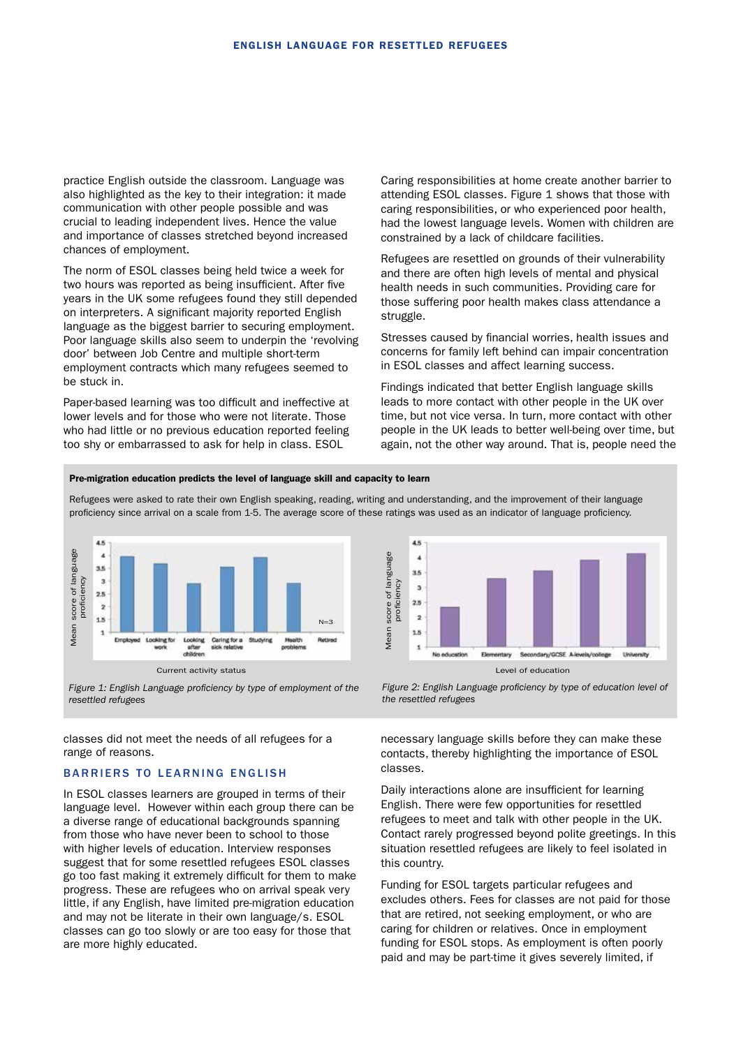practice English outside the classroom. Language was also highlighted as the key to their integration: it made communication with other people possible and was crucial to leading independent lives. Hence the value and importance of classes stretched beyond increased chances of employment.

The norm of ESOL classes being held twice a week for two hours was reported as being insufficient. After five years in the UK some refugees found they still depended on interpreters. A significant majority reported English language as the biggest barrier to securing employment. Poor language skills also seem to underpin the 'revolving door' between Job Centre and multiple short-term employment contracts which many refugees seemed to be stuck in.

Paper-based learning was too difficult and ineffective at lower levels and for those who were not literate. Those who had little or no previous education reported feeling too shy or embarrassed to ask for help in class. ESOL classes did not meet the needs of all refugees for a range of reasons.

## BARRIERS TO LEARNING ENGLISH

In ESOL classes learners are grouped in terms of their language level. However within each group there can be a diverse range of educational backgrounds spanning from those who have never been to school to those with higher levels of education. Interview responses suggest that for some resettled refugees ESOL classes go too fast making it extremely difficult for them to make progress. These are refugees who on arrival speak very little, if any English, have limited pre-migration education and may not be literate in their own language/s. ESOL classes can go too slowly or are too easy for those that are more highly educated.

Caring responsibilities at home create another barrier to attending ESOL classes. Figure 1 shows that those with caring responsibilities, or who experienced poor health, had the lowest language levels. Women with children are constrained by a lack of childcare facilities.

Refugees are resettled on grounds of their vulnerability and there are often high levels of mental and physical health needs in such communities. Providing care for those suffering poor health makes class attendance a struggle.

Stresses caused by financial worries, health issues and concerns for family left behind can impair concentration in ESOL classes and affect learning success.

Findings indicated that better English language skills leads to more contact with other people in the UK over time, but not vice versa. In turn, more contact with other people in the UK leads to better well-being over time, but again, not the other way around. That is, people need the necessary language skills before they can make these contacts, thereby highlighting the importance of ESOL classes.

Daily interactions alone are insufficient for learning English. There were few opportunities for resettled refugees to meet and talk with other people in the UK. Contact rarely progressed beyond polite greetings. In this situation resettled refugees are likely to feel isolated in this country.

Funding for ESOL targets particular refugees and excludes others. Fees for classes are not paid for those that are retired, not seeking employment, or who are caring for children or relatives. Once in employment funding for ESOL stops. As employment is often poorly paid and may be part-time it gives severely limited, if

**Pre-migration education predicts the level of language skill and capacity to learn**

Refugees were asked to rate their own English speaking, reading, writing and understanding, and the improvement of their language proficiency since arrival on a scale from 1-5. The average score of these ratings was used as an indicator of language proficiency.

*Figure 1: English Language proficiency by type of employment of the resettled refugees*

*Figure 2: English Language proficiency by type of education level of the resettled refugees*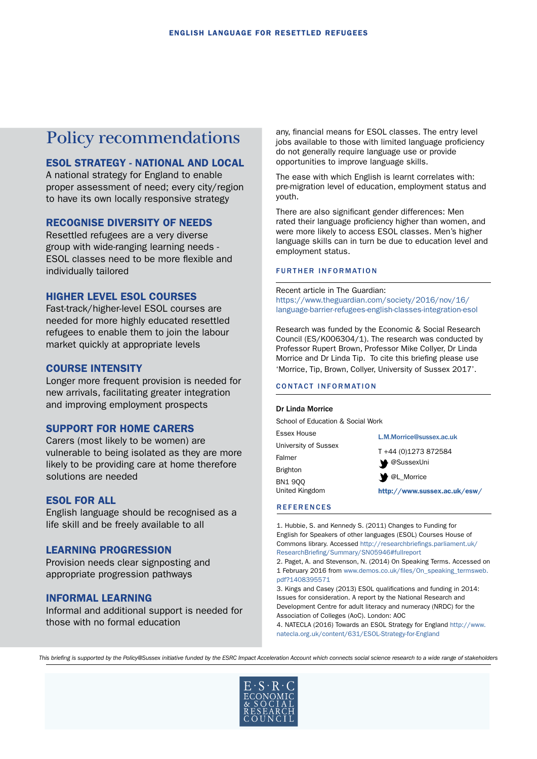# Policy recommendations

### ESOL STRATEGY - NATIONAL AND LOCAL

A national strategy for England to enable proper assessment of need; every city/region to have its own locally responsive strategy

### RECOGNISE DIVERSITY OF NEEDS

Resettled refugees are a very diverse group with wide-ranging learning needs - ESOL classes need to be more flexible and individually tailored

### HIGHER LEVEL ESOL COURSES

Fast-track/higher-level ESOL courses are needed for more highly educated resettled refugees to enable them to join the labour market quickly at appropriate levels

### COURSE INTENSITY

Longer more frequent provision is needed for new arrivals, facilitating greater integration and improving employment prospects

### SUPPORT FOR HOME CARERS

Carers (most likely to be women) are vulnerable to being isolated as they are more likely to be providing care at home therefore solutions are needed

### ESOL FOR ALL

English language should be recognised as a life skill and be freely available to all

### LEARNING PROGRESSION

Provision needs clear signposting and appropriate progression pathways

### INFORMAL LEARNING

Informal and additional support is needed for those with no formal education

any, financial means for ESOL classes. The entry level jobs available to those with limited language proficiency do not generally require language use or provide opportunities to improve language skills.

The ease with which English is learnt correlates with: pre-migration level of education, employment status and youth.

There are also significant gender differences: Men rated their language proficiency higher than women, and were more likely to access ESOL classes. Men's higher language skills can in turn be due to education level and employment status.

## FURTHER INFORMATION

Recent article in The Guardian:
https://www.theguardian.com/society/2016/nov/16/language-barrier-refugees-english-classes-integration-esol

Research was funded by the Economic & Social Research Council (ES/K006304/1). The research was conducted by Professor Rupert Brown, Professor Mike Collyer, Dr Linda Morrice and Dr Linda Tip. To cite this briefing please use 'Morrice, Tip, Brown, Collyer, University of Sussex 2017'.

## CONTACT INFORMATION

**Dr Linda Morrice**
School of Education & Social Work
Essex House
University of Sussex
Falmer
Brighton
BN1 9QQ
United Kingdom

**L.M.Morrice@sussex.ac.uk**
T +44 (0)1273 872584
@SussexUni
@L_Morrice
**http://www.sussex.ac.uk/esw/**

## REFERENCES

1. Hubbie, S. and Kennedy S. (2011) Changes to Funding for English for Speakers of other languages (ESOL) Courses House of Commons library. Accessed http://researchbriefings.parliament.uk/ResearchBriefing/Summary/SN05946#fullreport
2. Paget, A. and Stevenson, N. (2014) On Speaking Terms. Accessed on 1 February 2016 from www.demos.co.uk/files/On_speaking_termsweb.pdf?1408395571
3. Kings and Casey (2013) ESOL qualifications and funding in 2014: Issues for consideration. A report by the National Research and Development Centre for adult literacy and numeracy (NRDC) for the Association of Colleges (AoC). London: AOC
4. NATECLA (2016) Towards an ESOL Strategy for England http://www.natecla.org.uk/content/631/ESOL-Strategy-for-England

*This briefing is supported by the Policy@Sussex initiative funded by the ESRC Impact Acceleration Account which connects social science research to a wide range of stakeholders*

E·S·R·C ECONOMIC & SOCIAL RESEARCH COUNCIL